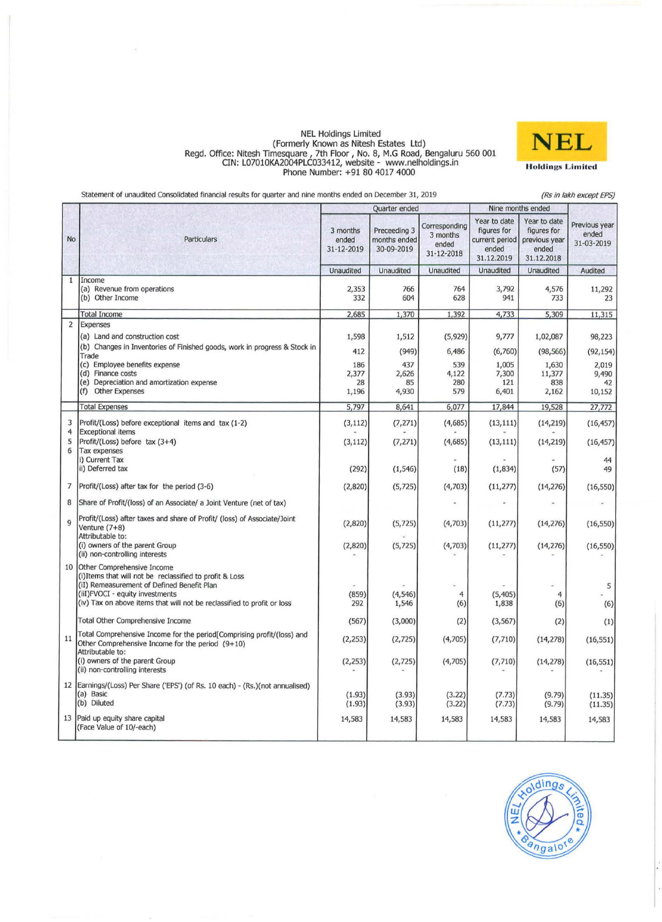NEL Holdings Limited
(Formerly Known as Nitesh Estates Ltd)
Regd. Office: Nitesh Timesquare , 7th Floor , No. 8, M.G Road, Bengaluru 560 001
CIN: L07010KA2004PLC033412, website - www.nelholdings.in
Phone Number: +91 80 4017 4000

NEL Holdings Limited

Statement of unaudited Consolidated financial results for quarter and nine months ended on December 31, 2019

*(Rs in lakh except EPS)*

| No | Particulars | Quarter ended | | | Nine months ended | | Previous year ended 31-03-2019 |
|---|---|---|---|---|---|---|---|
| | | 3 months ended 31-12-2019 | Preceeding 3 months ended 30-09-2019 | Corresponding 3 months ended 31-12-2018 | Year to date figures for current period ended 31.12.2019 | Year to date figures for previous year ended 31.12.2018 | |
| | | Unaudited | Unaudited | Unaudited | Unaudited | Unaudited | Audited |
| 1 | Income | | | | | | |
| | (a) Revenue from operations | 2,353 | 766 | 764 | 3,792 | 4,576 | 11,292 |
| | (b) Other Income | 332 | 604 | 628 | 941 | 733 | 23 |
| | Total Income | 2,685 | 1,370 | 1,392 | 4,733 | 5,309 | 11,315 |
| 2 | Expenses | | | | | | |
| | (a) Land and construction cost | 1,598 | 1,512 | (5,929) | 9,777 | 1,02,087 | 98,223 |
| | (b) Changes in Inventories of Finished goods, work in progress & Stock in Trade | 412 | (949) | 6,486 | (6,760) | (98,566) | (92,154) |
| | (c) Employee benefits expense | 186 | 437 | 539 | 1,005 | 1,630 | 2,019 |
| | (d) Finance costs | 2,377 | 2,626 | 4,122 | 7,300 | 11,377 | 9,490 |
| | (e) Depreciation and amortization expense | 28 | 85 | 280 | 121 | 838 | 42 |
| | (f) Other Expenses | 1,196 | 4,930 | 579 | 6,401 | 2,162 | 10,152 |
| | Total Expenses | 5,797 | 8,641 | 6,077 | 17,844 | 19,528 | 27,772 |
| 3 | Profit/(Loss) before exceptional items and tax (1-2) | (3,112) | (7,271) | (4,685) | (13,111) | (14,219) | (16,457) |
| 4 | Exceptional items | - | - | - | - | - | - |
| 5 | Profit/(Loss) before tax (3+4) | (3,112) | (7,271) | (4,685) | (13,111) | (14,219) | (16,457) |
| 6 | Tax expenses | | | | | | |
| | i) Current Tax | | | - | - | - | 44 |
| | ii) Deferred tax | (292) | (1,546) | (18) | (1,834) | (57) | 49 |
| 7 | Profit/(Loss) after tax for the period (3-6) | (2,820) | (5,725) | (4,703) | (11,277) | (14,276) | (16,550) |
| 8 | Share of Profit/(loss) of an Associate/ a Joint Venture (net of tax) | | | - | - | - | - |
| 9 | Profit/(Loss) after taxes and share of Profit/ (loss) of Associate/Joint Venture (7+8) | (2,820) | (5,725) | (4,703) | (11,277) | (14,276) | (16,550) |
| | Attributable to: | | - | | | | |
| | (i) owners of the parent Group | (2,820) | (5,725) | (4,703) | (11,277) | (14,276) | (16,550) |
| | (ii) non-controlling interests | - | | - | - | - | - |
| 10 | Other Comprehensive Income | | | | | | |
| | (i)Items that will not be reclassified to profit & Loss | | | | | | |
| | (ii) Remeasurement of Defined Benefit Plan | - | - | - | - | - | 5 |
| | (iii)FVOCI - equity investments | (859) | (4,546) | 4 | (5,405) | 4 | - |
| | (iv) Tax on above items that will not be reclassified to profit or loss | 292 | 1,546 | (6) | 1,838 | (6) | (6) |
| | Total Other Comprehensive Income | (567) | (3,000) | (2) | (3,567) | (2) | (1) |
| 11 | Total Comprehensive Income for the period[Comprising profit/(loss) and Other Comprehensive Income for the period (9+10) | (2,253) | (2,725) | (4,705) | (7,710) | (14,278) | (16,551) |
| | Attributable to: | | | | | | |
| | (i) owners of the parent Group | (2,253) | (2,725) | (4,705) | (7,710) | (14,278) | (16,551) |
| | (ii) non-controlling interests | - | - | | - | | - |
| 12 | Earnings/(Loss) Per Share ('EPS') (of Rs. 10 each) - (Rs.)(not annualised) | | | | | | |
| | (a) Basic | (1.93) | (3.93) | (3.22) | (7.73) | (9.79) | (11.35) |
| | (b) Diluted | (1.93) | (3.93) | (3.22) | (7.73) | (9.79) | (11.35) |
| 13 | Paid up equity share capital (Face Value of 10/-each) | 14,583 | 14,583 | 14,583 | 14,583 | 14,583 | 14,583 |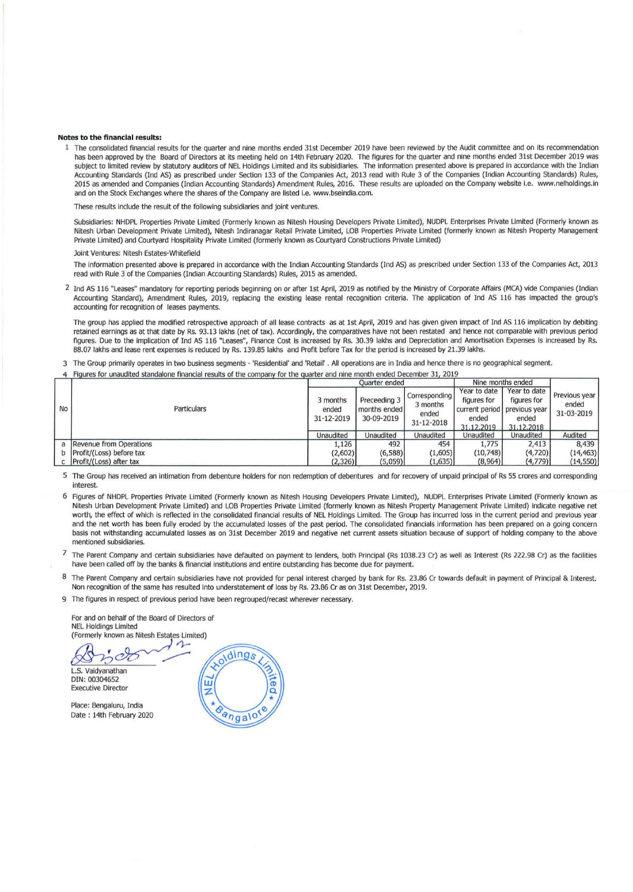**Notes to the financial results:**

1 The consolidated financial results for the quarter and nine months ended 31st December 2019 have been reviewed by the Audit committee and on its recommendation has been approved by the Board of Directors at its meeting held on 14th February 2020. The figures for the quarter and nine months ended 31st December 2019 was subject to limited review by statutory auditors of NEL Holdings Limited and its subisidiaries. The information presented above is prepared in accordance with the Indian Accounting Standards (Ind AS) as prescribed under Section 133 of the Companies Act, 2013 read with Rule 3 of the Companies (Indian Accounting Standards) Rules, 2015 as amended and Companies (Indian Accounting Standards) Amendment Rules, 2016. These results are uploaded on the Company website i.e. www.nelholdings.in and on the Stock Exchanges where the shares of the Company are listed i.e. www.bseindia.com.

These results include the result of the following subsidiaries and joint ventures.

Subsidiaries: NHDPL Properties Private Limited (Formerly known as Nitesh Housing Developers Private Limited), NUDPL Enterprises Private Limited (Formerly known as Nitesh Urban Development Private Limited), Nitesh Indiranagar Retail Private Limited, LOB Properties Private Limited (formerly known as Nitesh Property Management Private Limited) and Courtyard Hospitality Private Limited (formerly known as Courtyard Constructions Private Limited)

Joint Ventures: Nitesh Estates-Whitefield

The information presented above is prepared in accordance with the Indian Accounting Standards (Ind AS) as prescribed under Section 133 of the Companies Act, 2013 read with Rule 3 of the Companies (Indian Accounting Standards) Rules, 2015 as amended.

2 Ind AS 116 "Leases" mandatory for reporting periods beginning on or after 1st April, 2019 as notified by the Ministry of Corporate Affairs (MCA) vide Companies (Indian Accounting Standard), Amendment Rules, 2019, replacing the existing lease rental recognition criteria. The application of Ind AS 116 has impacted the group's accounting for recognition of leases payments.

The group has applied the modified retrospective approach of all lease contracts as at 1st April, 2019 and has given given impact of Ind AS 116 implication by debiting retained earnings as at that date by Rs. 93.13 lakhs (net of tax). Accordingly, the comparatives have not been restated and hence not comparable with previous period figures. Due to the implication of Ind AS 116 "Leases", Finance Cost is increased by Rs. 30.39 lakhs and Depreciation and Amortisation Expenses is increased by Rs. 88.07 lakhs and lease rent expenses is reduced by Rs. 139.85 lakhs and Profit before Tax for the period is increased by 21.39 lakhs.

3 The Group primarily operates in two business segments - 'Residential' and 'Retail'. All operations are in India and hence there is no geographical segment.

4 Figures for unaudited standalone financial results of the company for the quarter and nine month ended December 31, 2019

| No | Particulars | Quarter ended | | | Nine months ended | | Previous year ended 31-03-2019 |
|---|---|---|---|---|---|---|---|
| | | 3 months ended 31-12-2019 | Preceeding 3 months ended 30-09-2019 | Corresponding 3 months ended 31-12-2018 | Year to date figures for current period ended 31.12.2019 | Year to date figures for previous year ended 31.12.2018 | |
| | | Unaudited | Unaudited | Unaudited | Unaudited | Unaudited | Audited |
| a | Revenue from Operations | 1,126 | 492 | 454 | 1,775 | 2,413 | 8,439 |
| b | Profit/(Loss) before tax | (2,602) | (6,588) | (1,605) | (10,748) | (4,720) | (14,463) |
| c | Profit/(Loss) after tax | (2,326) | (5,059) | (1,635) | (8,964) | (4,779) | (14,550) |

5 The Group has received an intimation from debenture holders for non redemption of debentures and for recovery of unpaid principal of Rs 55 crores and corresponding interest.

6 Figures of NHDPL Properties Private Limited (Formerly known as Nitesh Housing Developers Private Limited), NUDPL Enterprises Private Limited (Formerly known as Nitesh Urban Development Private Limited) and LOB Properties Private Limited (formerly known as Nitesh Property Management Private Limited) indicate negative net worth, the effect of which is reflected in the consolidated financial results of NEL Holdings Limited. The Group has incurred loss in the current period and previous year and the net worth has been fully eroded by the accumulated losses of the past period. The consolidated financials information has been prepared on a going concern basis not withstanding accumulated losses as on 31st December 2019 and negative net current assets situation because of support of holding company to the above mentioned subsidiaries.

7 The Parent Company and certain subsidiaries have defaulted on payment to lenders, both Principal (Rs 1038.23 Cr) as well as Interest (Rs 222.98 Cr) as the facilities have been called off by the banks & financial institutions and entire outstanding has become due for payment.

8 The Parent Company and certain subsidiaries have not provided for penal interest charged by bank for Rs. 23.86 Cr towards default in payment of Principal & Interest. Non recognition of the same has resulted into understatement of loss by Rs. 23.86 Cr as on 31st December, 2019.

9 The figures in respect of previous period have been regrouped/recast wherever necessary.

For and on behalf of the Board of Directors of
NEL Holdings Limited
(Formerly known as Nitesh Estates Limited)

L.S. Vaidyanathan
DIN: 00304652
Executive Director

Place: Bengaluru, India
Date : 14th February 2020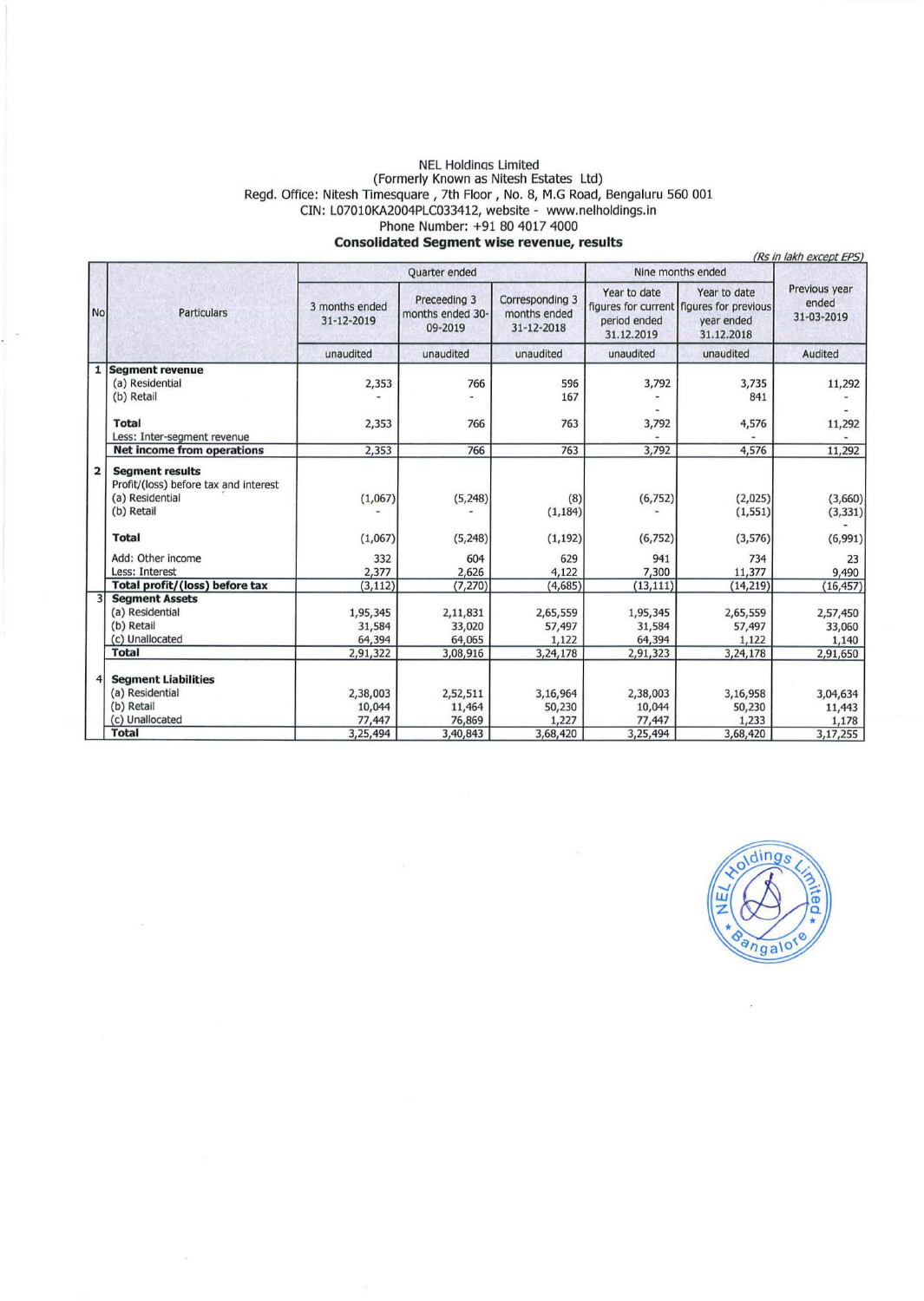NEL Holdings Limited
(Formerly Known as Nitesh Estates Ltd)
Regd. Office: Nitesh Timesquare , 7th Floor , No. 8, M.G Road, Bengaluru 560 001
CIN: L07010KA2004PLC033412, website - www.nelholdings.in
Phone Number: +91 80 4017 4000

**Consolidated Segment wise revenue, results**

*(Rs in lakh except EPS)*

| No | Particulars | Quarter ended | | | Nine months ended | | Previous year ended 31-03-2019 |
|---|---|---|---|---|---|---|---|
| | | 3 months ended 31-12-2019 | Preceeding 3 months ended 30-09-2019 | Corresponding 3 months ended 31-12-2018 | Year to date figures for current period ended 31.12.2019 | Year to date figures for previous year ended 31.12.2018 | |
| | | unaudited | unaudited | unaudited | unaudited | unaudited | Audited |
| 1 | **Segment revenue** | | | | | | |
| | (a) Residential | 2,353 | 766 | 596 | 3,792 | 3,735 | 11,292 |
| | (b) Retail | - | - | 167 | - | 841 | - |
| | | | | | - | | - |
| | **Total** | 2,353 | 766 | 763 | 3,792 | 4,576 | 11,292 |
| | Less: Inter-segment revenue | | | | | | - |
| | **Net income from operations** | 2,353 | 766 | 763 | 3,792 | 4,576 | 11,292 |
| 2 | **Segment results** | | | | | | |
| | Profit/(loss) before tax and interest | | | | | | |
| | (a) Residential | (1,067) | (5,248) | (8) | (6,752) | (2,025) | (3,660) |
| | (b) Retail | - | - | (1,184) | - | (1,551) | (3,331) |
| | | | | | | | - |
| | **Total** | (1,067) | (5,248) | (1,192) | (6,752) | (3,576) | (6,991) |
| | Add: Other income | 332 | 604 | 629 | 941 | 734 | 23 |
| | Less: Interest | 2,377 | 2,626 | 4,122 | 7,300 | 11,377 | 9,490 |
| | **Total profit/(loss) before tax** | (3,112) | (7,270) | (4,685) | (13,111) | (14,219) | (16,457) |
| 3 | **Segment Assets** | | | | | | |
| | (a) Residential | 1,95,345 | 2,11,831 | 2,65,559 | 1,95,345 | 2,65,559 | 2,57,450 |
| | (b) Retail | 31,584 | 33,020 | 57,497 | 31,584 | 57,497 | 33,060 |
| | (c) Unallocated | 64,394 | 64,065 | 1,122 | 64,394 | 1,122 | 1,140 |
| | **Total** | 2,91,322 | 3,08,916 | 3,24,178 | 2,91,323 | 3,24,178 | 2,91,650 |
| 4 | **Segment Liabilities** | | | | | | |
| | (a) Residential | 2,38,003 | 2,52,511 | 3,16,964 | 2,38,003 | 3,16,958 | 3,04,634 |
| | (b) Retail | 10,044 | 11,464 | 50,230 | 10,044 | 50,230 | 11,443 |
| | (c) Unallocated | 77,447 | 76,869 | 1,227 | 77,447 | 1,233 | 1,178 |
| | **Total** | 3,25,494 | 3,40,843 | 3,68,420 | 3,25,494 | 3,68,420 | 3,17,255 |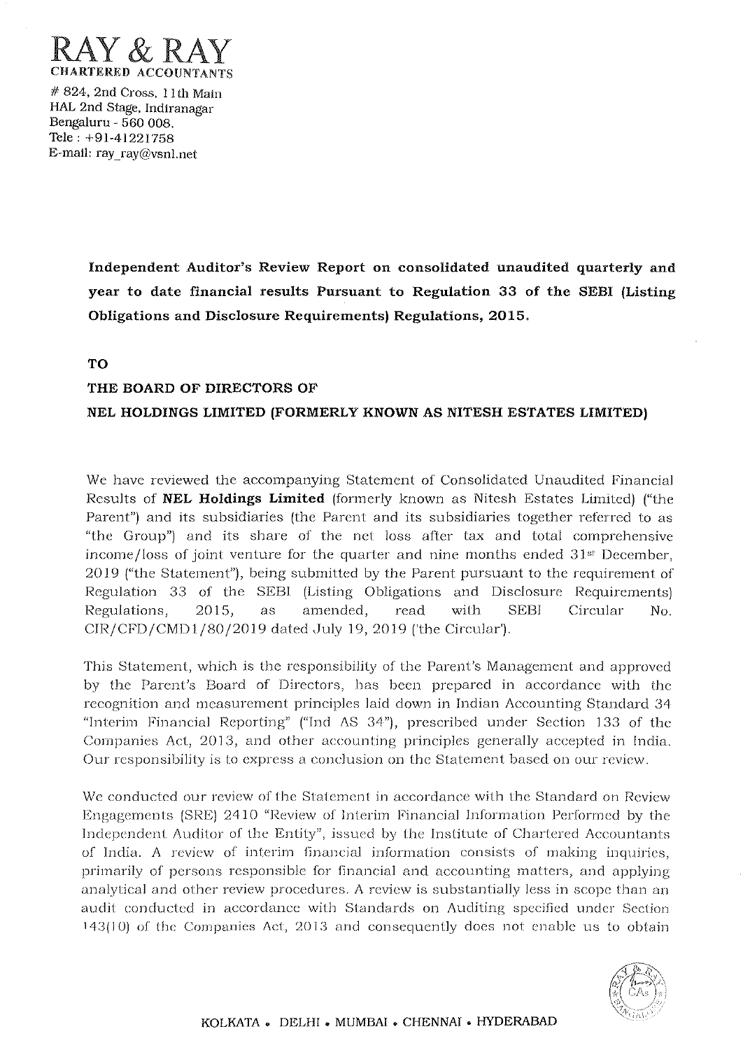# RAY & RAY

**CHARTERED ACCOUNTANTS**

# 824, 2nd Cross, 11th Main
HAL 2nd Stage, Indiranagar
Bengaluru - 560 008.
Tele : +91-41221758
E-mail: ray_ray@vsnl.net

**Independent Auditor's Review Report on consolidated unaudited quarterly and year to date financial results Pursuant to Regulation 33 of the SEBI (Listing Obligations and Disclosure Requirements) Regulations, 2015.**

**TO**

**THE BOARD OF DIRECTORS OF**

**NEL HOLDINGS LIMITED (FORMERLY KNOWN AS NITESH ESTATES LIMITED)**

We have reviewed the accompanying Statement of Consolidated Unaudited Financial Results of **NEL Holdings Limited** (formerly known as Nitesh Estates Limited) ("the Parent") and its subsidiaries (the Parent and its subsidiaries together referred to as "the Group") and its share of the net loss after tax and total comprehensive income/loss of joint venture for the quarter and nine months ended 31st December, 2019 ("the Statement"), being submitted by the Parent pursuant to the requirement of Regulation 33 of the SEBI (Listing Obligations and Disclosure Requirements) Regulations, 2015, as amended, read with SEBI Circular No. CIR/CFD/CMD1/80/2019 dated July 19, 2019 ('the Circular').

This Statement, which is the responsibility of the Parent's Management and approved by the Parent's Board of Directors, has been prepared in accordance with the recognition and measurement principles laid down in Indian Accounting Standard 34 "Interim Financial Reporting" ("Ind AS 34"), prescribed under Section 133 of the Companies Act, 2013, and other accounting principles generally accepted in India. Our responsibility is to express a conclusion on the Statement based on our review.

We conducted our review of the Statement in accordance with the Standard on Review Engagements (SRE) 2410 "Review of Interim Financial Information Performed by the Independent Auditor of the Entity", issued by the Institute of Chartered Accountants of India. A review of interim financial information consists of making inquiries, primarily of persons responsible for financial and accounting matters, and applying analytical and other review procedures. A review is substantially less in scope than an audit conducted in accordance with Standards on Auditing specified under Section 143(10) of the Companies Act, 2013 and consequently does not enable us to obtain

KOLKATA • DELHI • MUMBAI • CHENNAI • HYDERABAD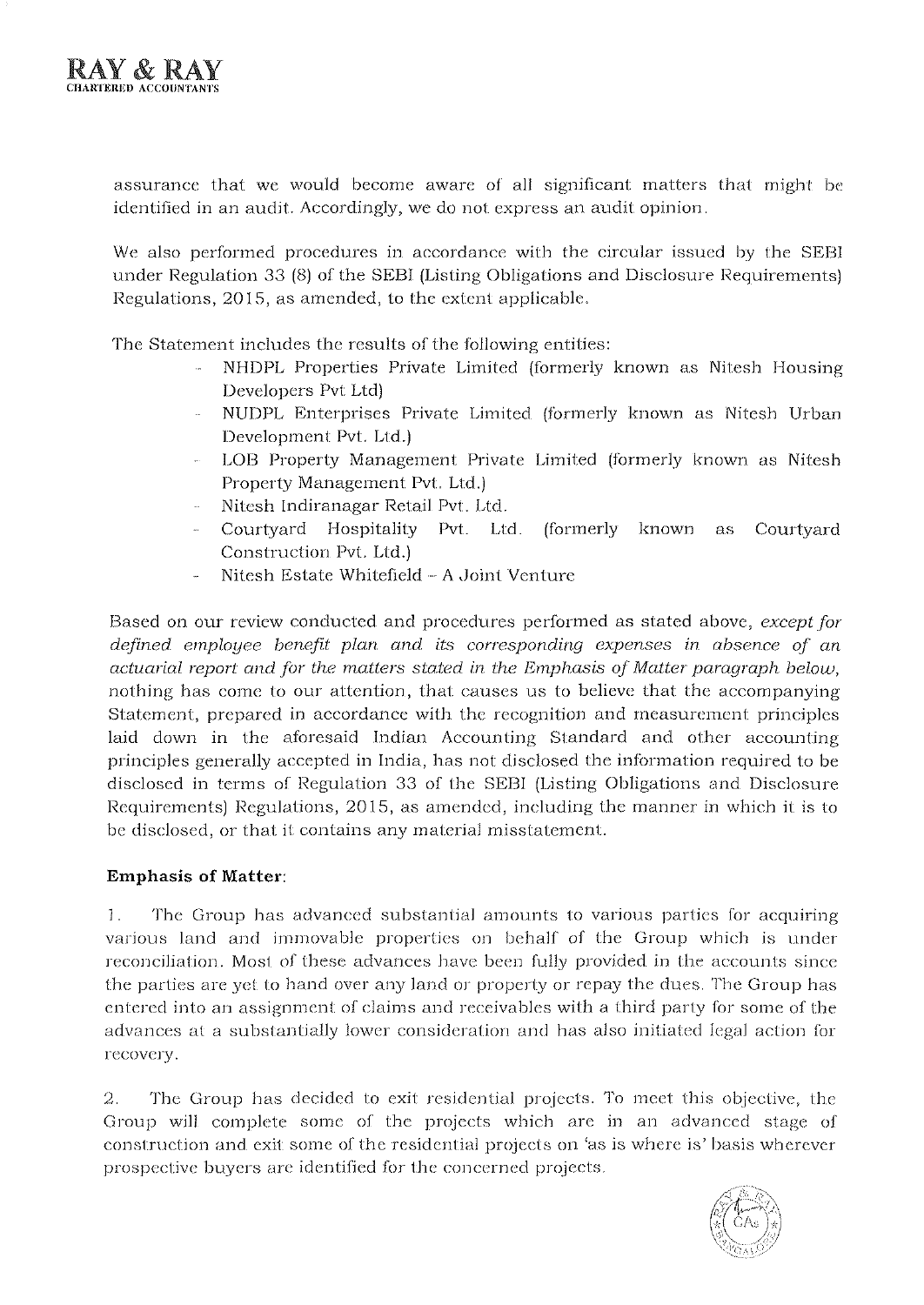assurance that we would become aware of all significant matters that might be identified in an audit. Accordingly, we do not express an audit opinion.

We also performed procedures in accordance with the circular issued by the SEBI under Regulation 33 (8) of the SEBI (Listing Obligations and Disclosure Requirements) Regulations, 2015, as amended, to the extent applicable.

The Statement includes the results of the following entities:

- NHDPL Properties Private Limited (formerly known as Nitesh Housing Developers Pvt Ltd)
- NUDPL Enterprises Private Limited (formerly known as Nitesh Urban Development Pvt. Ltd.)
- LOB Property Management Private Limited (formerly known as Nitesh Property Management Pvt. Ltd.)
- Nitesh Indiranagar Retail Pvt. Ltd.
- Courtyard Hospitality Pvt. Ltd. (formerly known as Courtyard Construction Pvt. Ltd.)
- Nitesh Estate Whitefield – A Joint Venture

Based on our review conducted and procedures performed as stated above, *except for defined employee benefit plan and its corresponding expenses in absence of an actuarial report and for the matters stated in the Emphasis of Matter paragraph below,* nothing has come to our attention, that causes us to believe that the accompanying Statement, prepared in accordance with the recognition and measurement principles laid down in the aforesaid Indian Accounting Standard and other accounting principles generally accepted in India, has not disclosed the information required to be disclosed in terms of Regulation 33 of the SEBI (Listing Obligations and Disclosure Requirements) Regulations, 2015, as amended, including the manner in which it is to be disclosed, or that it contains any material misstatement.

**Emphasis of Matter**:

1. The Group has advanced substantial amounts to various parties for acquiring various land and immovable properties on behalf of the Group which is under reconciliation. Most of these advances have been fully provided in the accounts since the parties are yet to hand over any land or property or repay the dues. The Group has entered into an assignment of claims and receivables with a third party for some of the advances at a substantially lower consideration and has also initiated legal action for recovery.

2. The Group has decided to exit residential projects. To meet this objective, the Group will complete some of the projects which are in an advanced stage of construction and exit some of the residential projects on 'as is where is' basis wherever prospective buyers are identified for the concerned projects.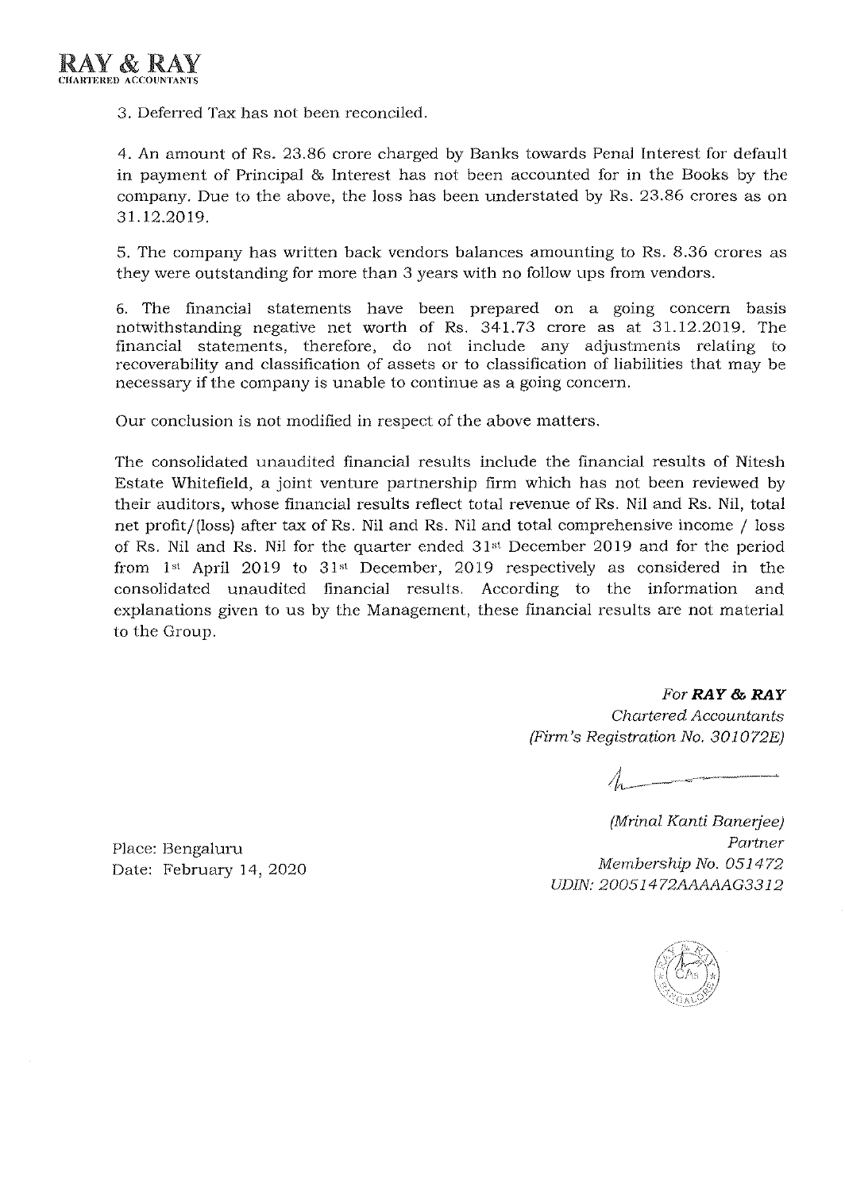**RAY & RAY**
CHARTERED ACCOUNTANTS

3. Deferred Tax has not been reconciled.

4. An amount of Rs. 23.86 crore charged by Banks towards Penal Interest for default in payment of Principal & Interest has not been accounted for in the Books by the company. Due to the above, the loss has been understated by Rs. 23.86 crores as on 31.12.2019.

5. The company has written back vendors balances amounting to Rs. 8.36 crores as they were outstanding for more than 3 years with no follow ups from vendors.

6. The financial statements have been prepared on a going concern basis notwithstanding negative net worth of Rs. 341.73 crore as at 31.12.2019. The financial statements, therefore, do not include any adjustments relating to recoverability and classification of assets or to classification of liabilities that may be necessary if the company is unable to continue as a going concern.

Our conclusion is not modified in respect of the above matters.

The consolidated unaudited financial results include the financial results of Nitesh Estate Whitefield, a joint venture partnership firm which has not been reviewed by their auditors, whose financial results reflect total revenue of Rs. Nil and Rs. Nil, total net profit/(loss) after tax of Rs. Nil and Rs. Nil and total comprehensive income / loss of Rs. Nil and Rs. Nil for the quarter ended 31st December 2019 and for the period from 1st April 2019 to 31st December, 2019 respectively as considered in the consolidated unaudited financial results. According to the information and explanations given to us by the Management, these financial results are not material to the Group.

*For **RAY & RAY***
*Chartered Accountants*
*(Firm's Registration No. 301072E)*

*(Mrinal Kanti Banerjee)*
*Partner*
*Membership No. 051472*
*UDIN: 20051472AAAAAG3312*

Place: Bengaluru
Date: February 14, 2020